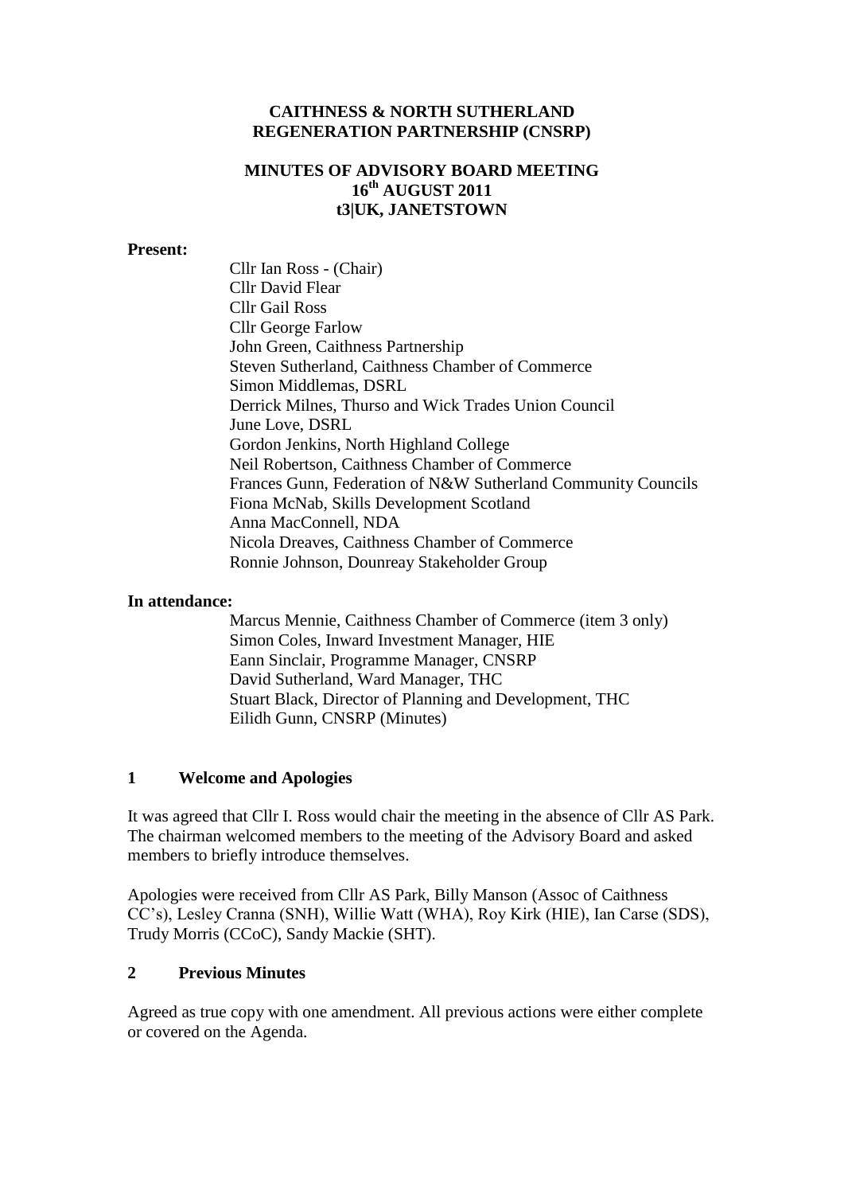**CAITHNESS & NORTH SUTHERLAND REGENERATION PARTNERSHIP (CNSRP)**

**MINUTES OF ADVISORY BOARD MEETING**
**16th AUGUST 2011**
**t3|UK, JANETSTOWN**

**Present:**

Cllr Ian Ross - (Chair)
Cllr David Flear
Cllr Gail Ross
Cllr George Farlow
John Green, Caithness Partnership
Steven Sutherland, Caithness Chamber of Commerce
Simon Middlemas, DSRL
Derrick Milnes, Thurso and Wick Trades Union Council
June Love, DSRL
Gordon Jenkins, North Highland College
Neil Robertson, Caithness Chamber of Commerce
Frances Gunn, Federation of N&W Sutherland Community Councils
Fiona McNab, Skills Development Scotland
Anna MacConnell, NDA
Nicola Dreaves, Caithness Chamber of Commerce
Ronnie Johnson, Dounreay Stakeholder Group

**In attendance:**

Marcus Mennie, Caithness Chamber of Commerce (item 3 only)
Simon Coles, Inward Investment Manager, HIE
Eann Sinclair, Programme Manager, CNSRP
David Sutherland, Ward Manager, THC
Stuart Black, Director of Planning and Development, THC
Eilidh Gunn, CNSRP (Minutes)

## 1 Welcome and Apologies

It was agreed that Cllr I. Ross would chair the meeting in the absence of Cllr AS Park. The chairman welcomed members to the meeting of the Advisory Board and asked members to briefly introduce themselves.

Apologies were received from Cllr AS Park, Billy Manson (Assoc of Caithness CC's), Lesley Cranna (SNH), Willie Watt (WHA), Roy Kirk (HIE), Ian Carse (SDS), Trudy Morris (CCoC), Sandy Mackie (SHT).

## 2 Previous Minutes

Agreed as true copy with one amendment. All previous actions were either complete or covered on the Agenda.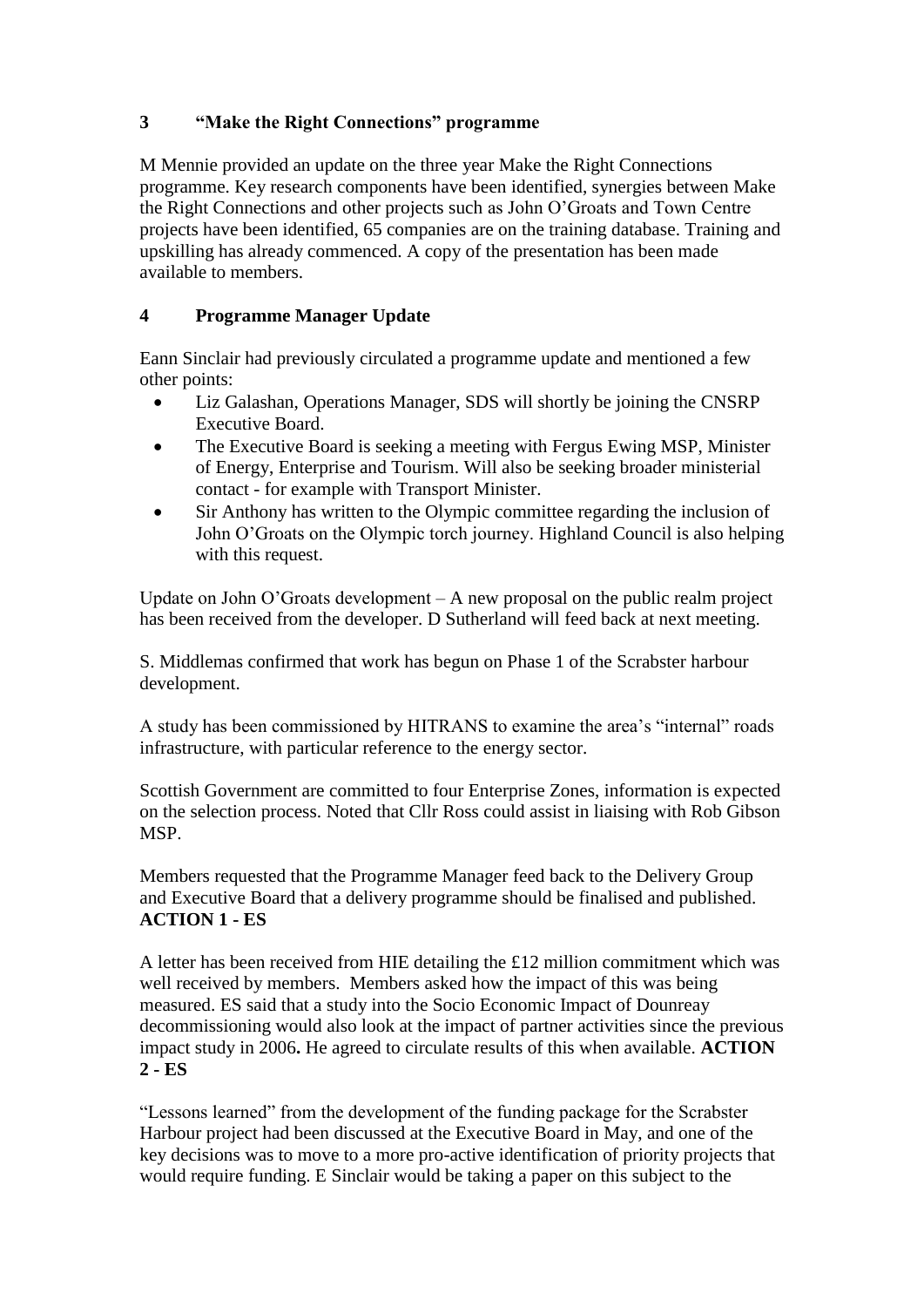## 3 "Make the Right Connections" programme

M Mennie provided an update on the three year Make the Right Connections programme. Key research components have been identified, synergies between Make the Right Connections and other projects such as John O'Groats and Town Centre projects have been identified, 65 companies are on the training database. Training and upskilling has already commenced. A copy of the presentation has been made available to members.

## 4 Programme Manager Update

Eann Sinclair had previously circulated a programme update and mentioned a few other points:

- Liz Galashan, Operations Manager, SDS will shortly be joining the CNSRP Executive Board.
- The Executive Board is seeking a meeting with Fergus Ewing MSP, Minister of Energy, Enterprise and Tourism. Will also be seeking broader ministerial contact - for example with Transport Minister.
- Sir Anthony has written to the Olympic committee regarding the inclusion of John O'Groats on the Olympic torch journey. Highland Council is also helping with this request.

Update on John O'Groats development – A new proposal on the public realm project has been received from the developer. D Sutherland will feed back at next meeting.

S. Middlemas confirmed that work has begun on Phase 1 of the Scrabster harbour development.

A study has been commissioned by HITRANS to examine the area's "internal" roads infrastructure, with particular reference to the energy sector.

Scottish Government are committed to four Enterprise Zones, information is expected on the selection process. Noted that Cllr Ross could assist in liaising with Rob Gibson MSP.

Members requested that the Programme Manager feed back to the Delivery Group and Executive Board that a delivery programme should be finalised and published. **ACTION 1 - ES**

A letter has been received from HIE detailing the £12 million commitment which was well received by members. Members asked how the impact of this was being measured. ES said that a study into the Socio Economic Impact of Dounreay decommissioning would also look at the impact of partner activities since the previous impact study in 2006**.** He agreed to circulate results of this when available. **ACTION 2 - ES**

"Lessons learned" from the development of the funding package for the Scrabster Harbour project had been discussed at the Executive Board in May, and one of the key decisions was to move to a more pro-active identification of priority projects that would require funding. E Sinclair would be taking a paper on this subject to the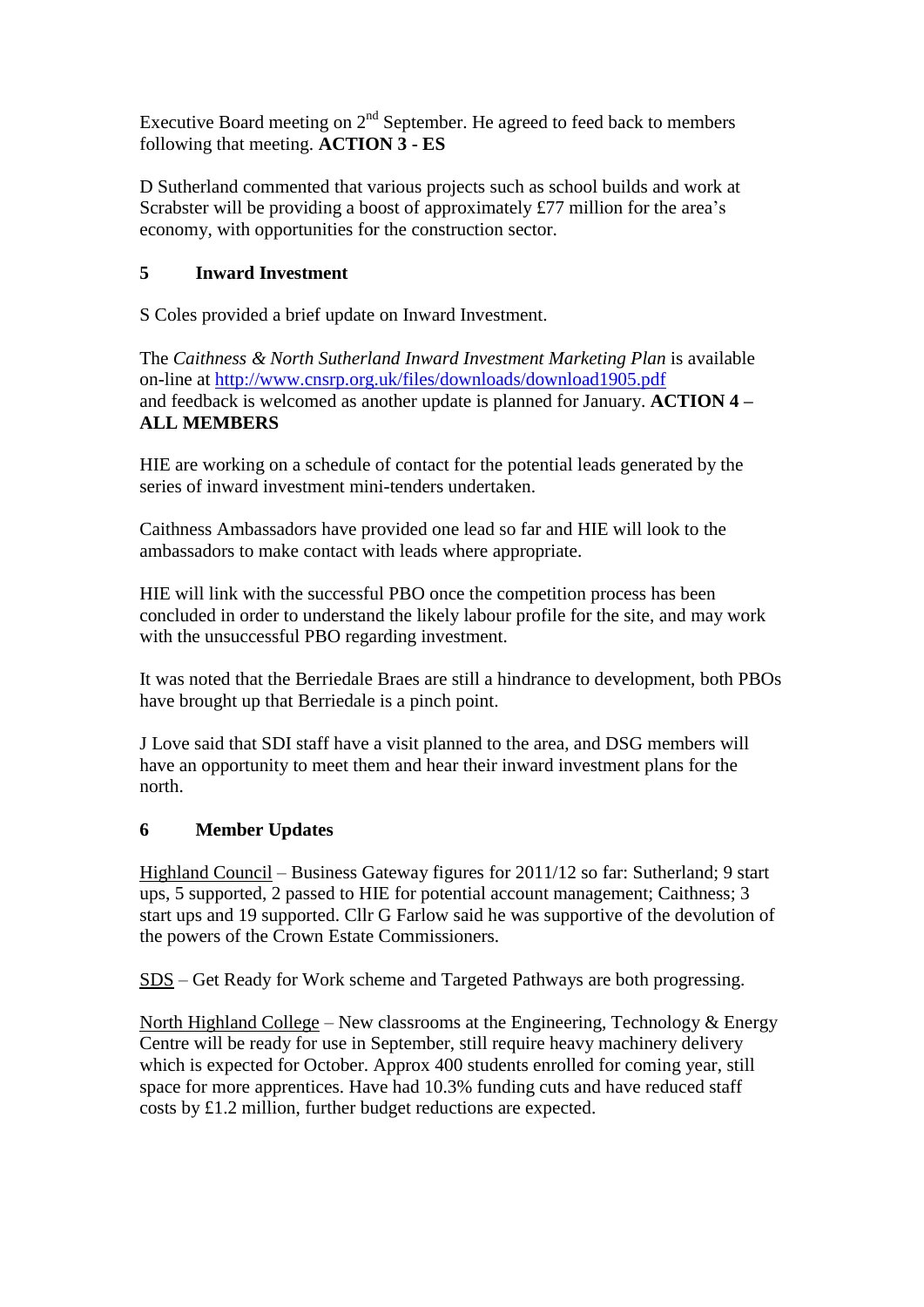Executive Board meeting on 2nd September. He agreed to feed back to members following that meeting. **ACTION 3 - ES**

D Sutherland commented that various projects such as school builds and work at Scrabster will be providing a boost of approximately £77 million for the area's economy, with opportunities for the construction sector.

## 5 Inward Investment

S Coles provided a brief update on Inward Investment.

The *Caithness & North Sutherland Inward Investment Marketing Plan* is available on-line at http://www.cnsrp.org.uk/files/downloads/download1905.pdf and feedback is welcomed as another update is planned for January. **ACTION 4 – ALL MEMBERS**

HIE are working on a schedule of contact for the potential leads generated by the series of inward investment mini-tenders undertaken.

Caithness Ambassadors have provided one lead so far and HIE will look to the ambassadors to make contact with leads where appropriate.

HIE will link with the successful PBO once the competition process has been concluded in order to understand the likely labour profile for the site, and may work with the unsuccessful PBO regarding investment.

It was noted that the Berriedale Braes are still a hindrance to development, both PBOs have brought up that Berriedale is a pinch point.

J Love said that SDI staff have a visit planned to the area, and DSG members will have an opportunity to meet them and hear their inward investment plans for the north.

## 6 Member Updates

Highland Council – Business Gateway figures for 2011/12 so far: Sutherland; 9 start ups, 5 supported, 2 passed to HIE for potential account management; Caithness; 3 start ups and 19 supported. Cllr G Farlow said he was supportive of the devolution of the powers of the Crown Estate Commissioners.

SDS – Get Ready for Work scheme and Targeted Pathways are both progressing.

North Highland College – New classrooms at the Engineering, Technology & Energy Centre will be ready for use in September, still require heavy machinery delivery which is expected for October. Approx 400 students enrolled for coming year, still space for more apprentices. Have had 10.3% funding cuts and have reduced staff costs by £1.2 million, further budget reductions are expected.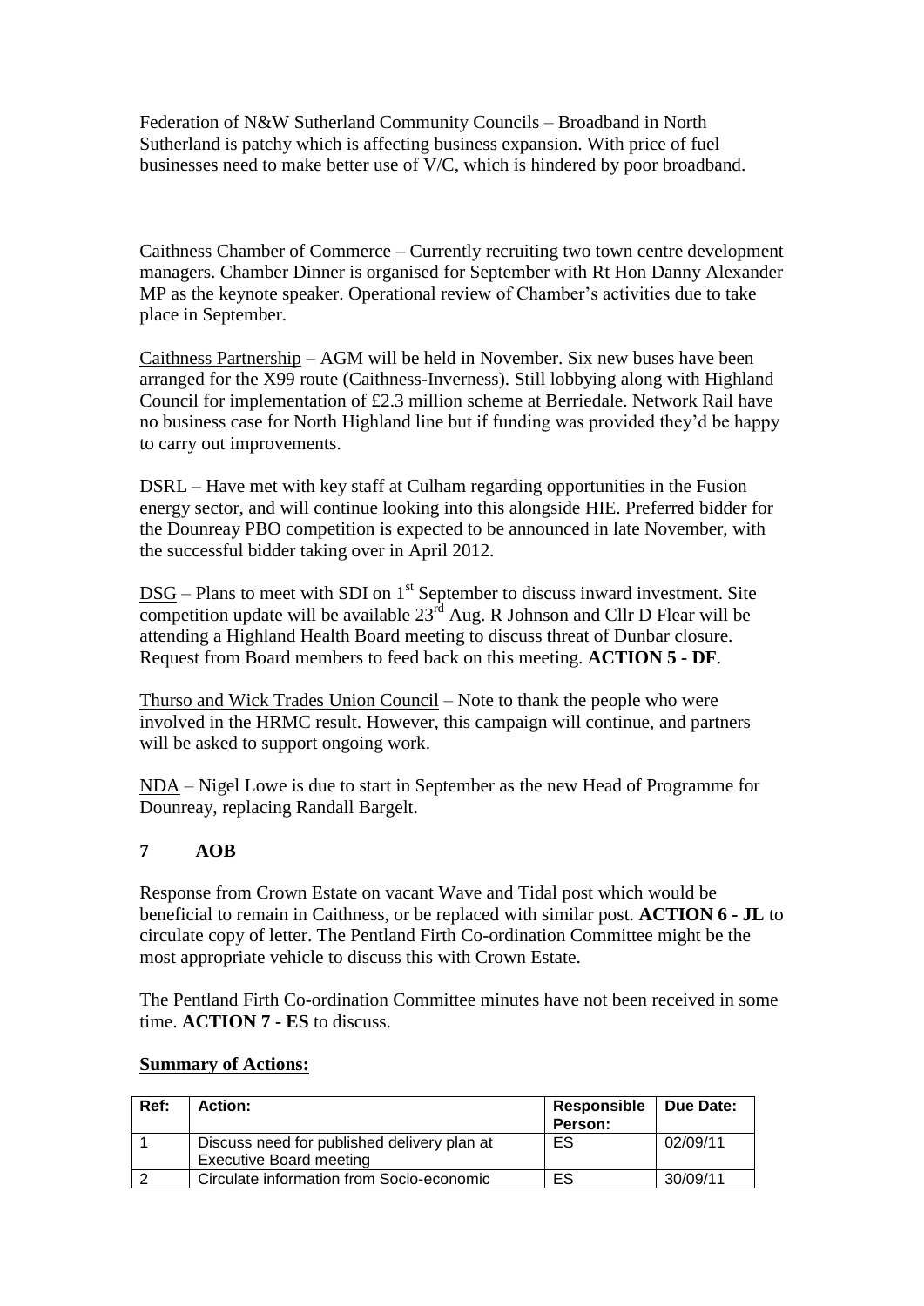Federation of N&W Sutherland Community Councils – Broadband in North Sutherland is patchy which is affecting business expansion. With price of fuel businesses need to make better use of V/C, which is hindered by poor broadband.

Caithness Chamber of Commerce – Currently recruiting two town centre development managers. Chamber Dinner is organised for September with Rt Hon Danny Alexander MP as the keynote speaker. Operational review of Chamber's activities due to take place in September.

Caithness Partnership – AGM will be held in November. Six new buses have been arranged for the X99 route (Caithness-Inverness). Still lobbying along with Highland Council for implementation of £2.3 million scheme at Berriedale. Network Rail have no business case for North Highland line but if funding was provided they'd be happy to carry out improvements.

DSRL – Have met with key staff at Culham regarding opportunities in the Fusion energy sector, and will continue looking into this alongside HIE. Preferred bidder for the Dounreay PBO competition is expected to be announced in late November, with the successful bidder taking over in April 2012.

DSG – Plans to meet with SDI on 1st September to discuss inward investment. Site competition update will be available 23rd Aug. R Johnson and Cllr D Flear will be attending a Highland Health Board meeting to discuss threat of Dunbar closure. Request from Board members to feed back on this meeting. **ACTION 5 - DF**.

Thurso and Wick Trades Union Council – Note to thank the people who were involved in the HRMC result. However, this campaign will continue, and partners will be asked to support ongoing work.

NDA – Nigel Lowe is due to start in September as the new Head of Programme for Dounreay, replacing Randall Bargelt.

## 7 AOB

Response from Crown Estate on vacant Wave and Tidal post which would be beneficial to remain in Caithness, or be replaced with similar post. **ACTION 6 - JL** to circulate copy of letter. The Pentland Firth Co-ordination Committee might be the most appropriate vehicle to discuss this with Crown Estate.

The Pentland Firth Co-ordination Committee minutes have not been received in some time. **ACTION 7 - ES** to discuss.

**Summary of Actions:**

| Ref: | Action: | Responsible Person: | Due Date: |
|---|---|---|---|
| 1 | Discuss need for published delivery plan at Executive Board meeting | ES | 02/09/11 |
| 2 | Circulate information from Socio-economic | ES | 30/09/11 |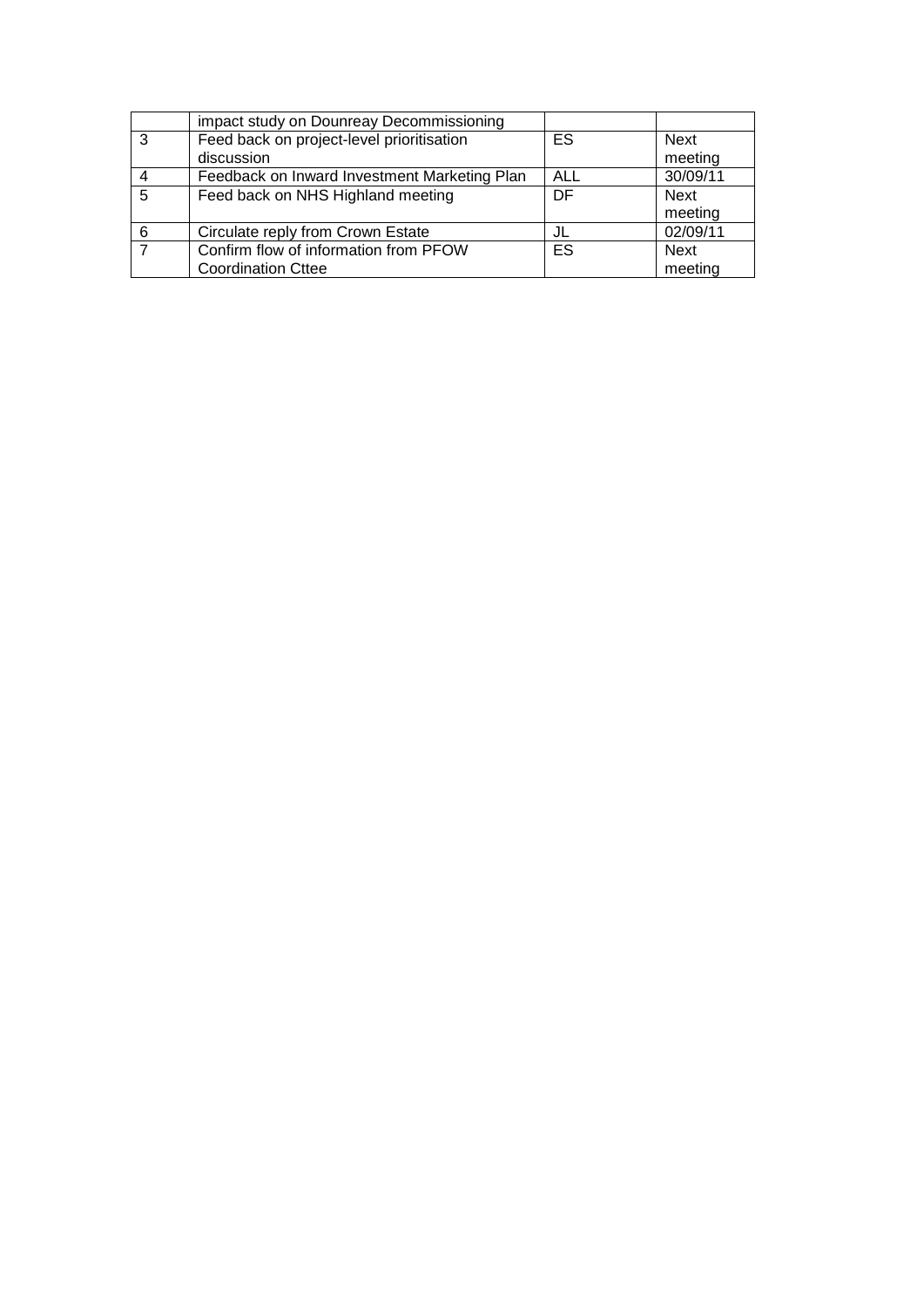| | | | |
|---|---|---|---|
| | impact study on Dounreay Decommissioning | | |
| 3 | Feed back on project-level prioritisation discussion | ES | Next meeting |
| 4 | Feedback on Inward Investment Marketing Plan | ALL | 30/09/11 |
| 5 | Feed back on NHS Highland meeting | DF | Next meeting |
| 6 | Circulate reply from Crown Estate | JL | 02/09/11 |
| 7 | Confirm flow of information from PFOW Coordination Cttee | ES | Next meeting |